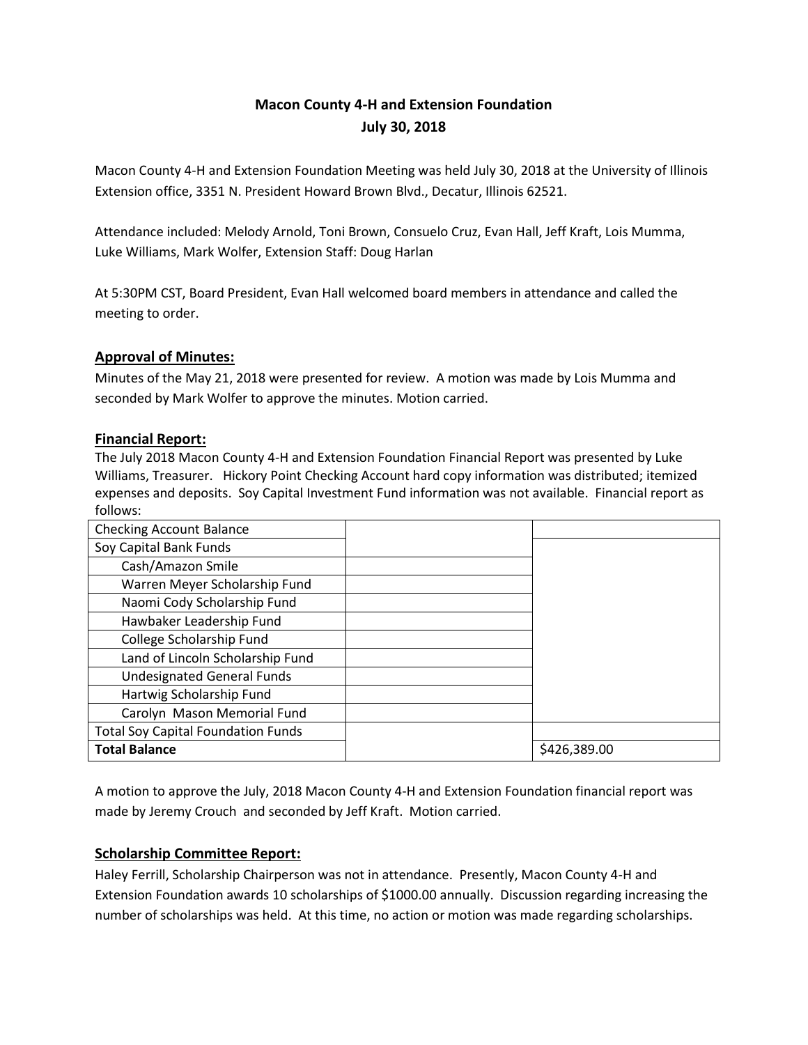# Macon County 4-H and Extension Foundation
## July 30, 2018

Macon County 4-H and Extension Foundation Meeting was held July 30, 2018 at the University of Illinois Extension office, 3351 N. President Howard Brown Blvd., Decatur, Illinois 62521.

Attendance included: Melody Arnold, Toni Brown, Consuelo Cruz, Evan Hall, Jeff Kraft, Lois Mumma, Luke Williams, Mark Wolfer, Extension Staff: Doug Harlan

At 5:30PM CST, Board President, Evan Hall welcomed board members in attendance and called the meeting to order.

### Approval of Minutes:

Minutes of the May 21, 2018 were presented for review. A motion was made by Lois Mumma and seconded by Mark Wolfer to approve the minutes. Motion carried.

### Financial Report:

The July 2018 Macon County 4-H and Extension Foundation Financial Report was presented by Luke Williams, Treasurer. Hickory Point Checking Account hard copy information was distributed; itemized expenses and deposits. Soy Capital Investment Fund information was not available. Financial report as follows:

| | | |
|---|---|---|
| Checking Account Balance | | |
| Soy Capital Bank Funds | | |
| Cash/Amazon Smile | | |
| Warren Meyer Scholarship Fund | | |
| Naomi Cody Scholarship Fund | | |
| Hawbaker Leadership Fund | | |
| College Scholarship Fund | | |
| Land of Lincoln Scholarship Fund | | |
| Undesignated General Funds | | |
| Hartwig Scholarship Fund | | |
| Carolyn Mason Memorial Fund | | |
| Total Soy Capital Foundation Funds | | |
| **Total Balance** | | $426,389.00 |

A motion to approve the July, 2018 Macon County 4-H and Extension Foundation financial report was made by Jeremy Crouch and seconded by Jeff Kraft. Motion carried.

### Scholarship Committee Report:

Haley Ferrill, Scholarship Chairperson was not in attendance. Presently, Macon County 4-H and Extension Foundation awards 10 scholarships of $1000.00 annually. Discussion regarding increasing the number of scholarships was held. At this time, no action or motion was made regarding scholarships.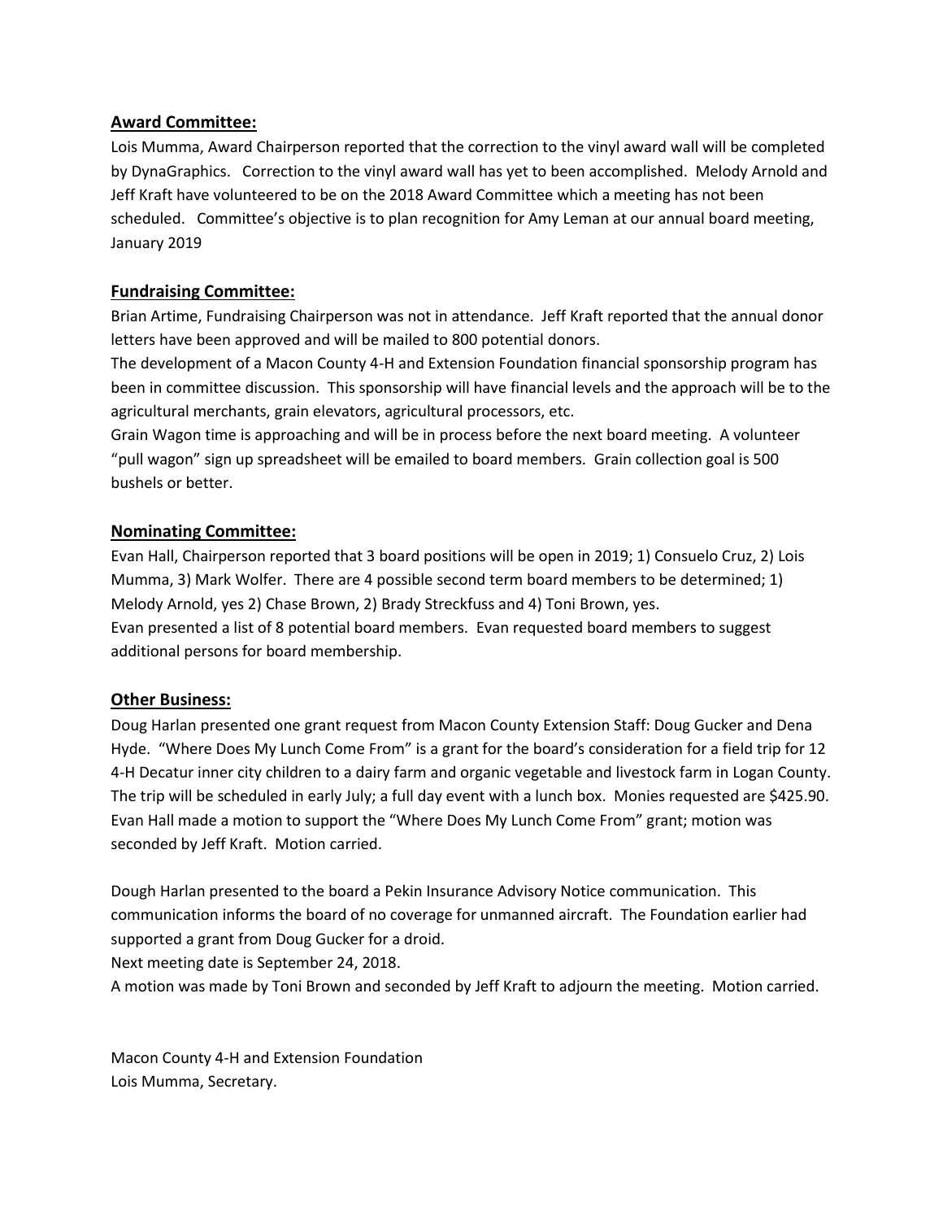## Award Committee:

Lois Mumma, Award Chairperson reported that the correction to the vinyl award wall will be completed by DynaGraphics. Correction to the vinyl award wall has yet to been accomplished. Melody Arnold and Jeff Kraft have volunteered to be on the 2018 Award Committee which a meeting has not been scheduled. Committee's objective is to plan recognition for Amy Leman at our annual board meeting, January 2019

## Fundraising Committee:

Brian Artime, Fundraising Chairperson was not in attendance. Jeff Kraft reported that the annual donor letters have been approved and will be mailed to 800 potential donors.

The development of a Macon County 4-H and Extension Foundation financial sponsorship program has been in committee discussion. This sponsorship will have financial levels and the approach will be to the agricultural merchants, grain elevators, agricultural processors, etc.

Grain Wagon time is approaching and will be in process before the next board meeting. A volunteer "pull wagon" sign up spreadsheet will be emailed to board members. Grain collection goal is 500 bushels or better.

## Nominating Committee:

Evan Hall, Chairperson reported that 3 board positions will be open in 2019; 1) Consuelo Cruz, 2) Lois Mumma, 3) Mark Wolfer. There are 4 possible second term board members to be determined; 1) Melody Arnold, yes 2) Chase Brown, 2) Brady Streckfuss and 4) Toni Brown, yes.

Evan presented a list of 8 potential board members. Evan requested board members to suggest additional persons for board membership.

## Other Business:

Doug Harlan presented one grant request from Macon County Extension Staff: Doug Gucker and Dena Hyde. "Where Does My Lunch Come From" is a grant for the board's consideration for a field trip for 12 4-H Decatur inner city children to a dairy farm and organic vegetable and livestock farm in Logan County. The trip will be scheduled in early July; a full day event with a lunch box. Monies requested are $425.90. Evan Hall made a motion to support the "Where Does My Lunch Come From" grant; motion was seconded by Jeff Kraft. Motion carried.

Dough Harlan presented to the board a Pekin Insurance Advisory Notice communication. This communication informs the board of no coverage for unmanned aircraft. The Foundation earlier had supported a grant from Doug Gucker for a droid.

Next meeting date is September 24, 2018.

A motion was made by Toni Brown and seconded by Jeff Kraft to adjourn the meeting. Motion carried.

Macon County 4-H and Extension Foundation
Lois Mumma, Secretary.